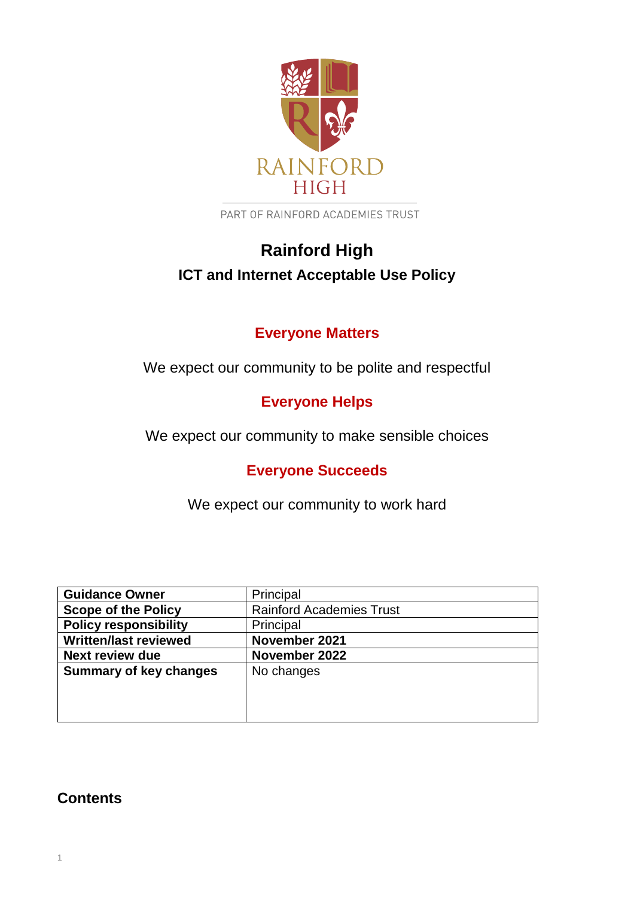RAINFORD
HIGH

PART OF RAINFORD ACADEMIES TRUST

# Rainford High

## ICT and Internet Acceptable Use Policy

### Everyone Matters

We expect our community to be polite and respectful

### Everyone Helps

We expect our community to make sensible choices

### Everyone Succeeds

We expect our community to work hard

| **Guidance Owner** | Principal |
|---|---|
| **Scope of the Policy** | Rainford Academies Trust |
| **Policy responsibility** | Principal |
| **Written/last reviewed** | **November 2021** |
| **Next review due** | **November 2022** |
| **Summary of key changes** | No changes |

## Contents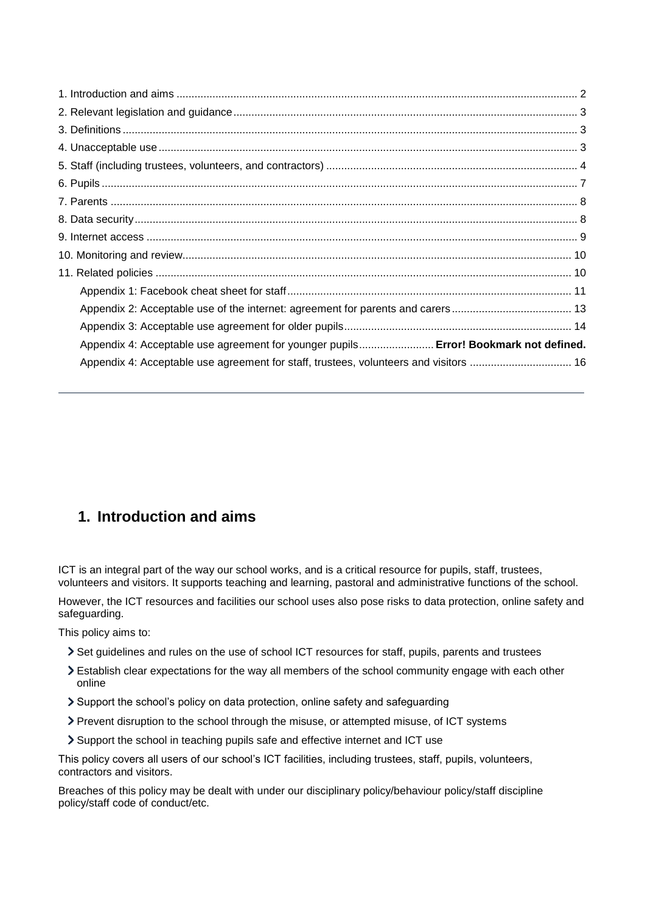1. Introduction and aims ........................................................................................................................ 2
2. Relevant legislation and guidance ....................................................................................................... 3
3. Definitions ........................................................................................................................................ 3
4. Unacceptable use ............................................................................................................................. 3
5. Staff (including trustees, volunteers, and contractors) ........................................................................ 4
6. Pupils ............................................................................................................................................... 7
7. Parents ............................................................................................................................................. 8
8. Data security ..................................................................................................................................... 8
9. Internet access .................................................................................................................................. 9
10. Monitoring and review ...................................................................................................................... 10
11. Related policies ............................................................................................................................... 10
    Appendix 1: Facebook cheat sheet for staff ......................................................................................... 11
    Appendix 2: Acceptable use of the internet: agreement for parents and carers ........................................ 13
    Appendix 3: Acceptable use agreement for older pupils ........................................................................ 14
    Appendix 4: Acceptable use agreement for younger pupils ......................... **Error! Bookmark not defined.**
    Appendix 4: Acceptable use agreement for staff, trustees, volunteers and visitors .................................. 16

---

## 1. Introduction and aims

ICT is an integral part of the way our school works, and is a critical resource for pupils, staff, trustees, volunteers and visitors. It supports teaching and learning, pastoral and administrative functions of the school.

However, the ICT resources and facilities our school uses also pose risks to data protection, online safety and safeguarding.

This policy aims to:

- Set guidelines and rules on the use of school ICT resources for staff, pupils, parents and trustees
- Establish clear expectations for the way all members of the school community engage with each other online
- Support the school's policy on data protection, online safety and safeguarding
- Prevent disruption to the school through the misuse, or attempted misuse, of ICT systems
- Support the school in teaching pupils safe and effective internet and ICT use

This policy covers all users of our school's ICT facilities, including trustees, staff, pupils, volunteers, contractors and visitors.

Breaches of this policy may be dealt with under our disciplinary policy/behaviour policy/staff discipline policy/staff code of conduct/etc.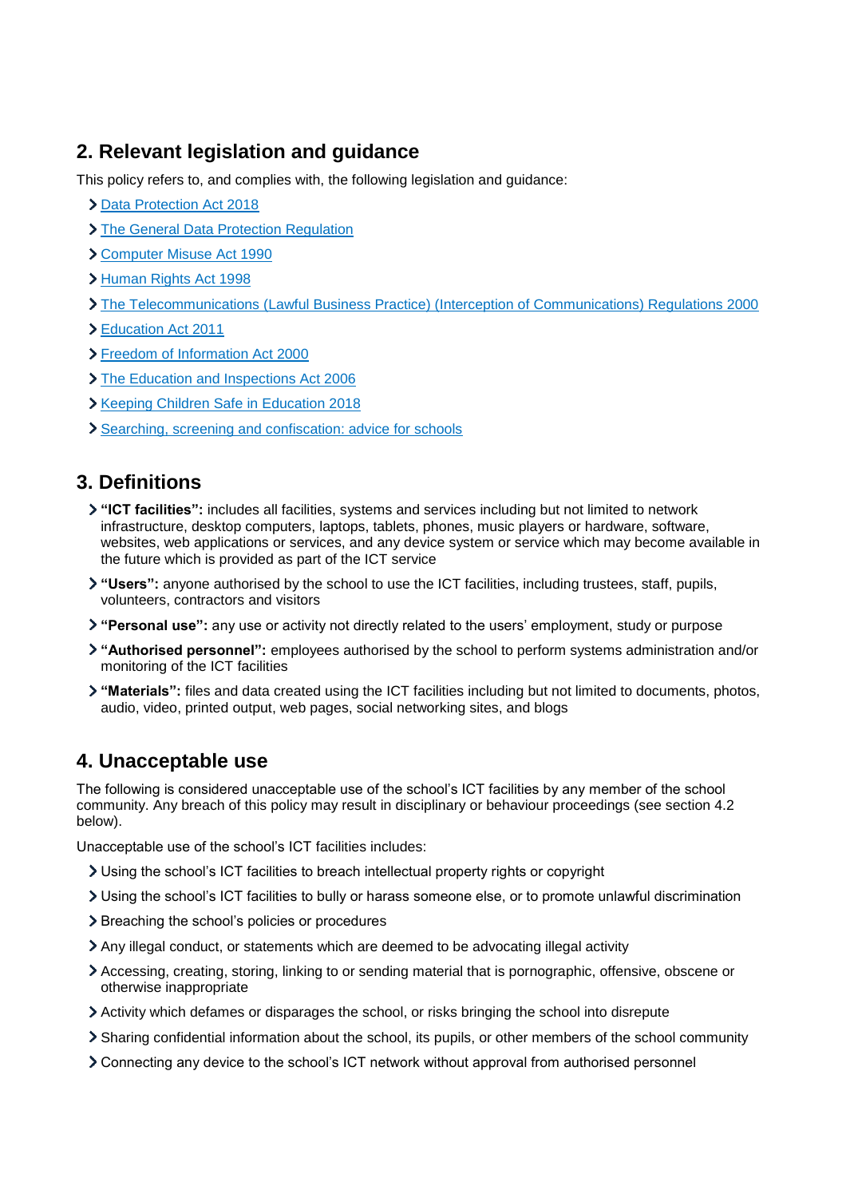## 2. Relevant legislation and guidance

This policy refers to, and complies with, the following legislation and guidance:

- Data Protection Act 2018
- The General Data Protection Regulation
- Computer Misuse Act 1990
- Human Rights Act 1998
- The Telecommunications (Lawful Business Practice) (Interception of Communications) Regulations 2000
- Education Act 2011
- Freedom of Information Act 2000
- The Education and Inspections Act 2006
- Keeping Children Safe in Education 2018
- Searching, screening and confiscation: advice for schools

## 3. Definitions

- **"ICT facilities":** includes all facilities, systems and services including but not limited to network infrastructure, desktop computers, laptops, tablets, phones, music players or hardware, software, websites, web applications or services, and any device system or service which may become available in the future which is provided as part of the ICT service
- **"Users":** anyone authorised by the school to use the ICT facilities, including trustees, staff, pupils, volunteers, contractors and visitors
- **"Personal use":** any use or activity not directly related to the users' employment, study or purpose
- **"Authorised personnel":** employees authorised by the school to perform systems administration and/or monitoring of the ICT facilities
- **"Materials":** files and data created using the ICT facilities including but not limited to documents, photos, audio, video, printed output, web pages, social networking sites, and blogs

## 4. Unacceptable use

The following is considered unacceptable use of the school's ICT facilities by any member of the school community. Any breach of this policy may result in disciplinary or behaviour proceedings (see section 4.2 below).

Unacceptable use of the school's ICT facilities includes:

- Using the school's ICT facilities to breach intellectual property rights or copyright
- Using the school's ICT facilities to bully or harass someone else, or to promote unlawful discrimination
- Breaching the school's policies or procedures
- Any illegal conduct, or statements which are deemed to be advocating illegal activity
- Accessing, creating, storing, linking to or sending material that is pornographic, offensive, obscene or otherwise inappropriate
- Activity which defames or disparages the school, or risks bringing the school into disrepute
- Sharing confidential information about the school, its pupils, or other members of the school community
- Connecting any device to the school's ICT network without approval from authorised personnel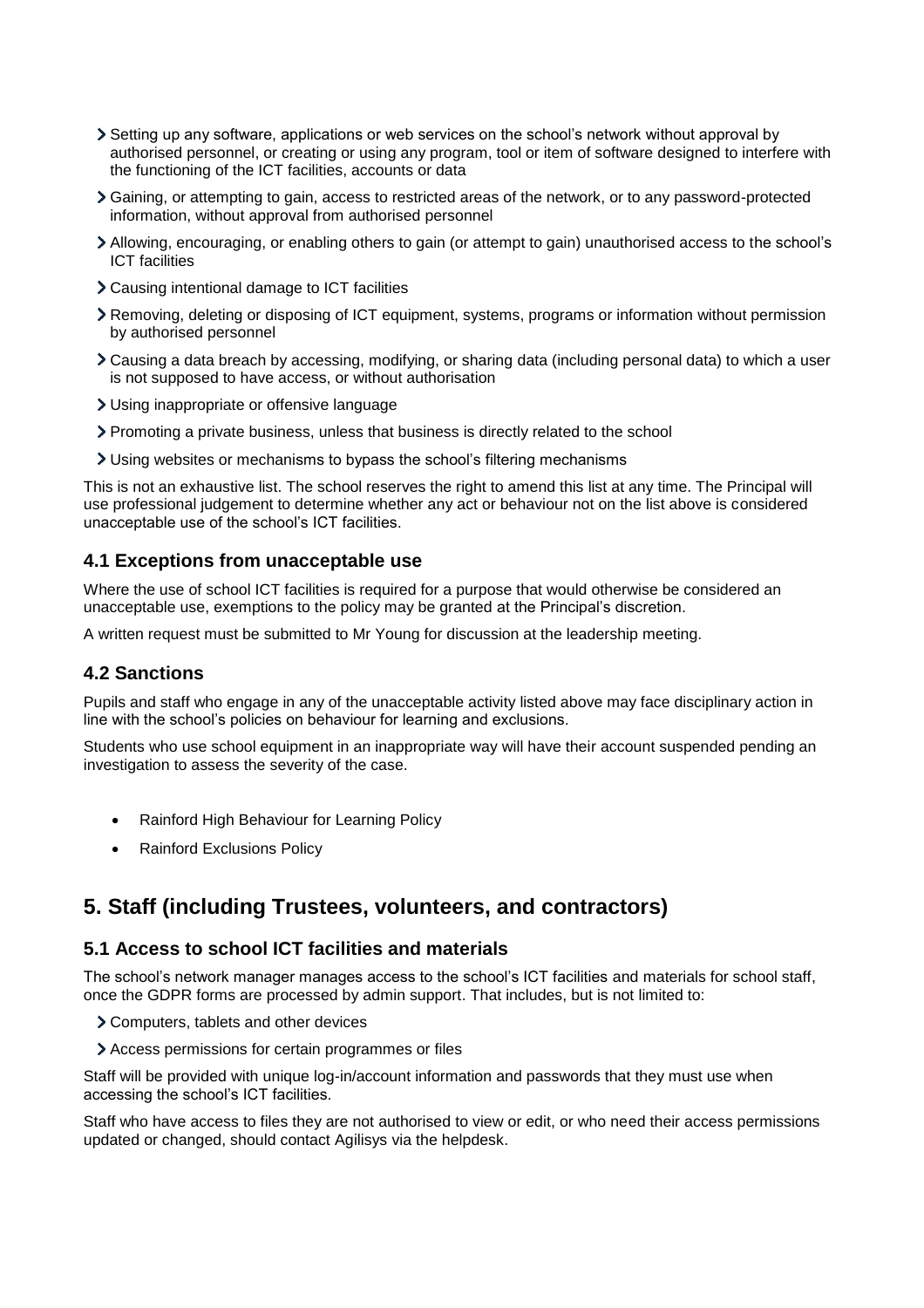- Setting up any software, applications or web services on the school's network without approval by authorised personnel, or creating or using any program, tool or item of software designed to interfere with the functioning of the ICT facilities, accounts or data
- Gaining, or attempting to gain, access to restricted areas of the network, or to any password-protected information, without approval from authorised personnel
- Allowing, encouraging, or enabling others to gain (or attempt to gain) unauthorised access to the school's ICT facilities
- Causing intentional damage to ICT facilities
- Removing, deleting or disposing of ICT equipment, systems, programs or information without permission by authorised personnel
- Causing a data breach by accessing, modifying, or sharing data (including personal data) to which a user is not supposed to have access, or without authorisation
- Using inappropriate or offensive language
- Promoting a private business, unless that business is directly related to the school
- Using websites or mechanisms to bypass the school's filtering mechanisms

This is not an exhaustive list. The school reserves the right to amend this list at any time. The Principal will use professional judgement to determine whether any act or behaviour not on the list above is considered unacceptable use of the school's ICT facilities.

### 4.1 Exceptions from unacceptable use

Where the use of school ICT facilities is required for a purpose that would otherwise be considered an unacceptable use, exemptions to the policy may be granted at the Principal's discretion.

A written request must be submitted to Mr Young for discussion at the leadership meeting.

### 4.2 Sanctions

Pupils and staff who engage in any of the unacceptable activity listed above may face disciplinary action in line with the school's policies on behaviour for learning and exclusions.

Students who use school equipment in an inappropriate way will have their account suspended pending an investigation to assess the severity of the case.

- Rainford High Behaviour for Learning Policy
- Rainford Exclusions Policy

## 5. Staff (including Trustees, volunteers, and contractors)

### 5.1 Access to school ICT facilities and materials

The school's network manager manages access to the school's ICT facilities and materials for school staff, once the GDPR forms are processed by admin support. That includes, but is not limited to:

- Computers, tablets and other devices
- Access permissions for certain programmes or files

Staff will be provided with unique log-in/account information and passwords that they must use when accessing the school's ICT facilities.

Staff who have access to files they are not authorised to view or edit, or who need their access permissions updated or changed, should contact Agilisys via the helpdesk.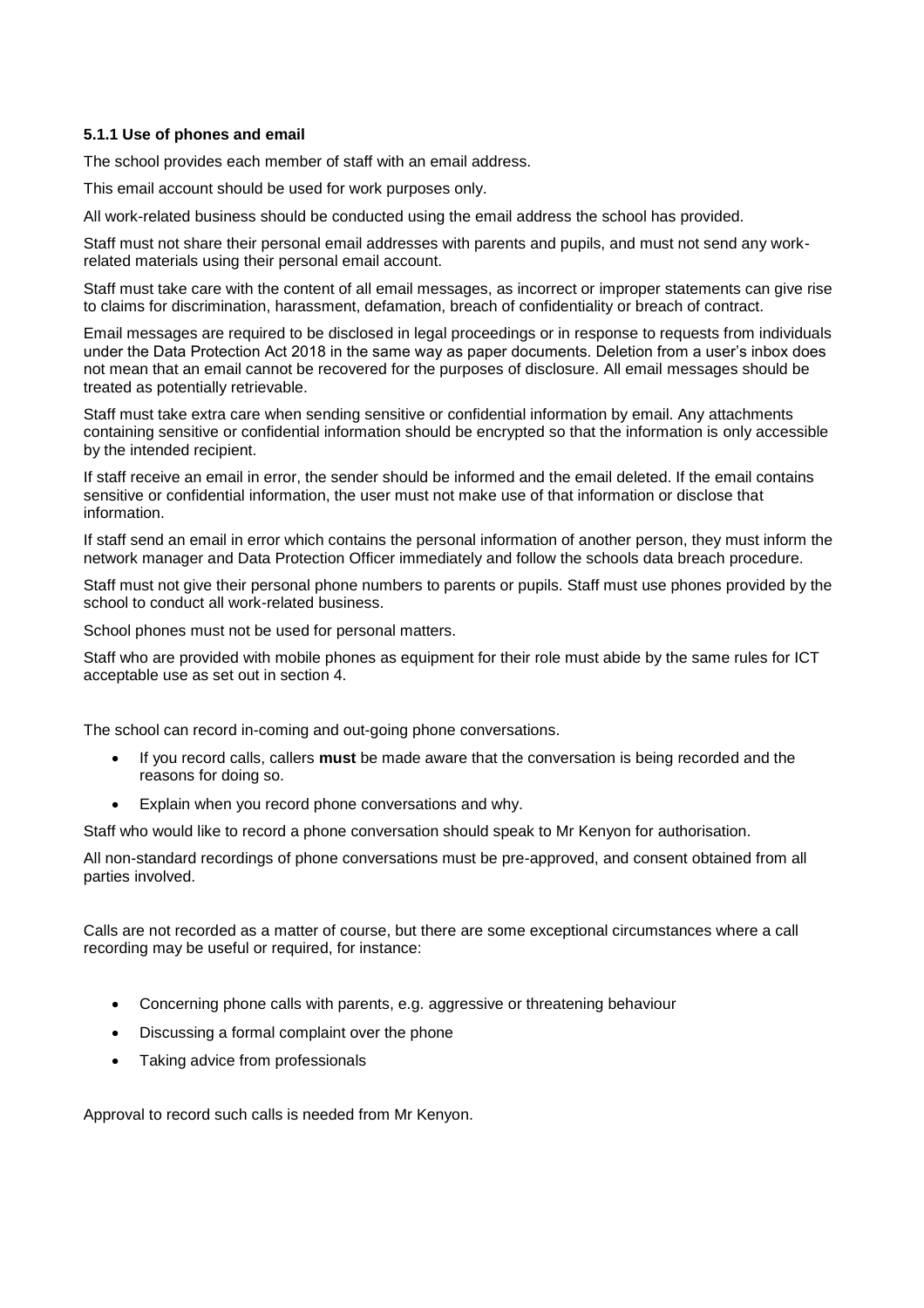### 5.1.1 Use of phones and email

The school provides each member of staff with an email address.

This email account should be used for work purposes only.

All work-related business should be conducted using the email address the school has provided.

Staff must not share their personal email addresses with parents and pupils, and must not send any work-related materials using their personal email account.

Staff must take care with the content of all email messages, as incorrect or improper statements can give rise to claims for discrimination, harassment, defamation, breach of confidentiality or breach of contract.

Email messages are required to be disclosed in legal proceedings or in response to requests from individuals under the Data Protection Act 2018 in the same way as paper documents. Deletion from a user's inbox does not mean that an email cannot be recovered for the purposes of disclosure. All email messages should be treated as potentially retrievable.

Staff must take extra care when sending sensitive or confidential information by email. Any attachments containing sensitive or confidential information should be encrypted so that the information is only accessible by the intended recipient.

If staff receive an email in error, the sender should be informed and the email deleted. If the email contains sensitive or confidential information, the user must not make use of that information or disclose that information.

If staff send an email in error which contains the personal information of another person, they must inform the network manager and Data Protection Officer immediately and follow the schools data breach procedure.

Staff must not give their personal phone numbers to parents or pupils. Staff must use phones provided by the school to conduct all work-related business.

School phones must not be used for personal matters.

Staff who are provided with mobile phones as equipment for their role must abide by the same rules for ICT acceptable use as set out in section 4.

The school can record in-coming and out-going phone conversations.

- If you record calls, callers **must** be made aware that the conversation is being recorded and the reasons for doing so.
- Explain when you record phone conversations and why.

Staff who would like to record a phone conversation should speak to Mr Kenyon for authorisation.

All non-standard recordings of phone conversations must be pre-approved, and consent obtained from all parties involved.

Calls are not recorded as a matter of course, but there are some exceptional circumstances where a call recording may be useful or required, for instance:

- Concerning phone calls with parents, e.g. aggressive or threatening behaviour
- Discussing a formal complaint over the phone
- Taking advice from professionals

Approval to record such calls is needed from Mr Kenyon.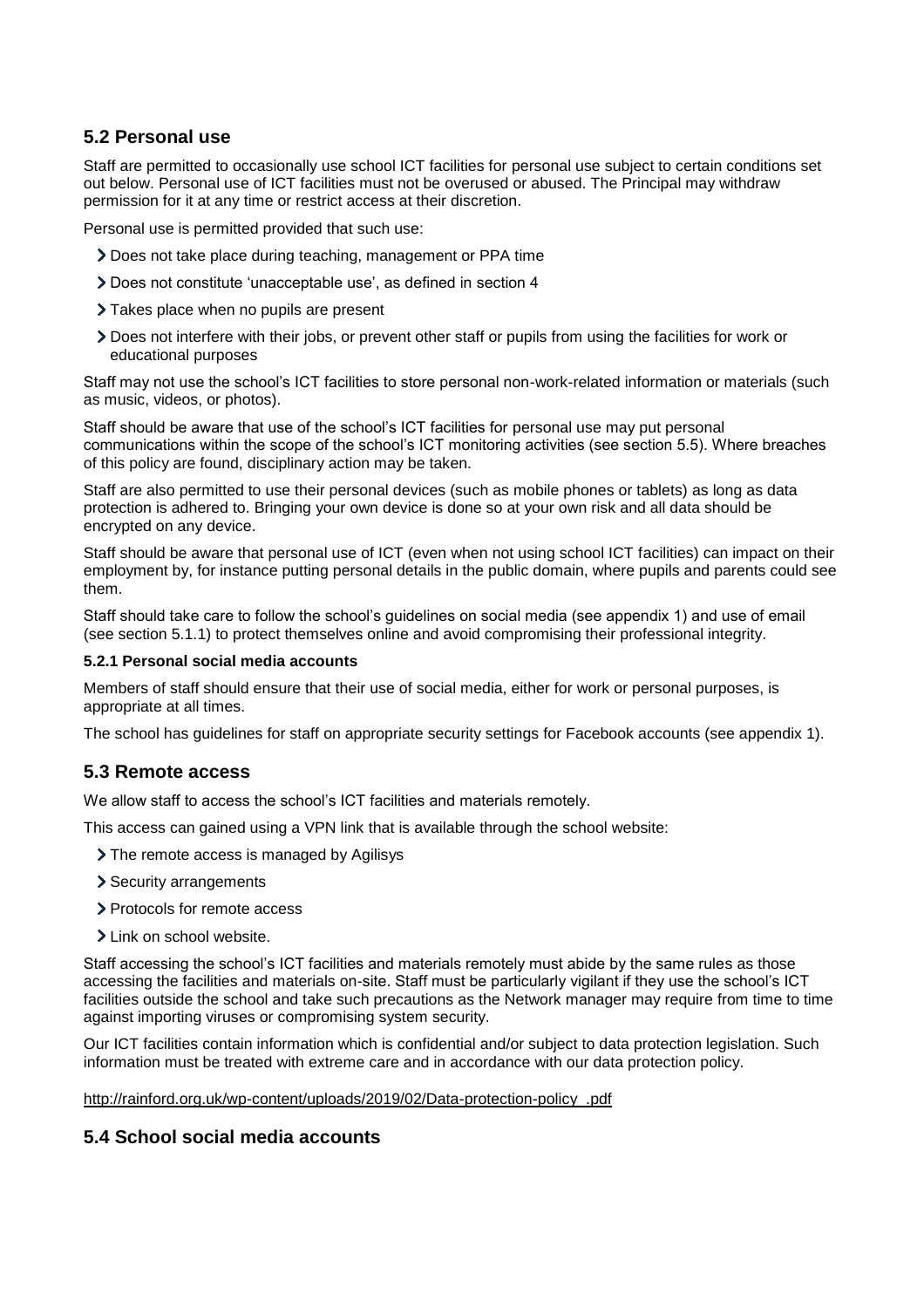## 5.2 Personal use

Staff are permitted to occasionally use school ICT facilities for personal use subject to certain conditions set out below. Personal use of ICT facilities must not be overused or abused. The Principal may withdraw permission for it at any time or restrict access at their discretion.

Personal use is permitted provided that such use:

- Does not take place during teaching, management or PPA time
- Does not constitute 'unacceptable use', as defined in section 4
- Takes place when no pupils are present
- Does not interfere with their jobs, or prevent other staff or pupils from using the facilities for work or educational purposes

Staff may not use the school's ICT facilities to store personal non-work-related information or materials (such as music, videos, or photos).

Staff should be aware that use of the school's ICT facilities for personal use may put personal communications within the scope of the school's ICT monitoring activities (see section 5.5). Where breaches of this policy are found, disciplinary action may be taken.

Staff are also permitted to use their personal devices (such as mobile phones or tablets) as long as data protection is adhered to. Bringing your own device is done so at your own risk and all data should be encrypted on any device.

Staff should be aware that personal use of ICT (even when not using school ICT facilities) can impact on their employment by, for instance putting personal details in the public domain, where pupils and parents could see them.

Staff should take care to follow the school's guidelines on social media (see appendix 1) and use of email (see section 5.1.1) to protect themselves online and avoid compromising their professional integrity.

#### 5.2.1 Personal social media accounts

Members of staff should ensure that their use of social media, either for work or personal purposes, is appropriate at all times.

The school has guidelines for staff on appropriate security settings for Facebook accounts (see appendix 1).

## 5.3 Remote access

We allow staff to access the school's ICT facilities and materials remotely.

This access can gained using a VPN link that is available through the school website:

- The remote access is managed by Agilisys
- Security arrangements
- Protocols for remote access
- Link on school website.

Staff accessing the school's ICT facilities and materials remotely must abide by the same rules as those accessing the facilities and materials on-site. Staff must be particularly vigilant if they use the school's ICT facilities outside the school and take such precautions as the Network manager may require from time to time against importing viruses or compromising system security.

Our ICT facilities contain information which is confidential and/or subject to data protection legislation. Such information must be treated with extreme care and in accordance with our data protection policy.

http://rainford.org.uk/wp-content/uploads/2019/02/Data-protection-policy_.pdf

## 5.4 School social media accounts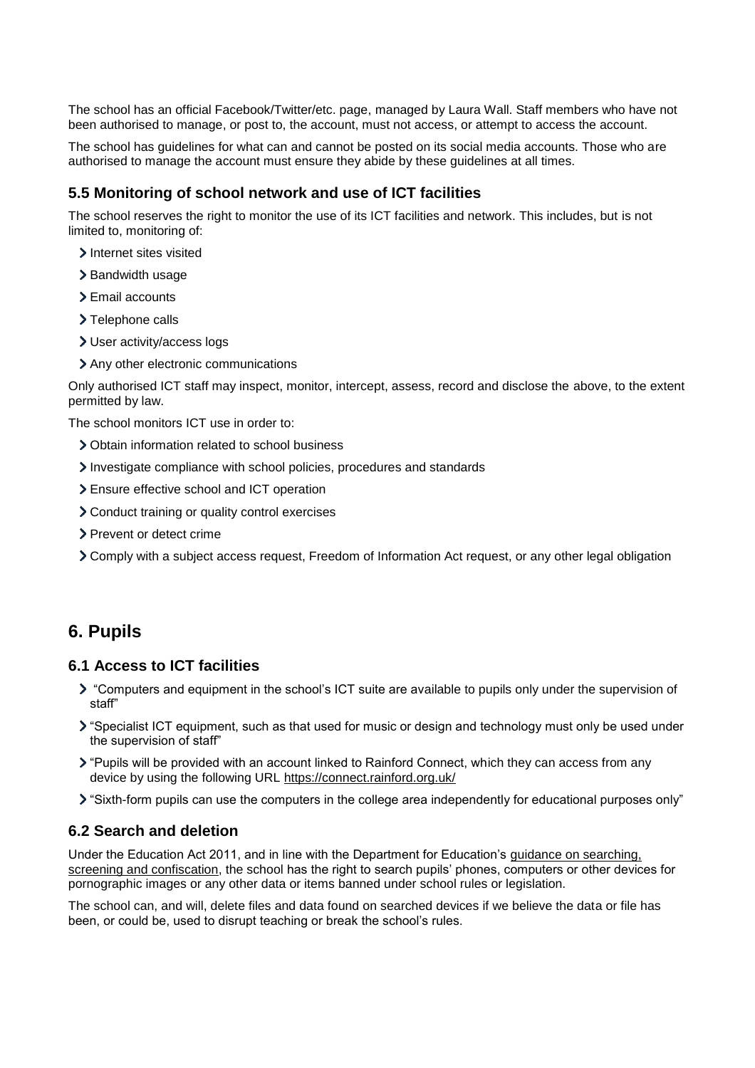The school has an official Facebook/Twitter/etc. page, managed by Laura Wall. Staff members who have not been authorised to manage, or post to, the account, must not access, or attempt to access the account.

The school has guidelines for what can and cannot be posted on its social media accounts. Those who are authorised to manage the account must ensure they abide by these guidelines at all times.

### 5.5 Monitoring of school network and use of ICT facilities

The school reserves the right to monitor the use of its ICT facilities and network. This includes, but is not limited to, monitoring of:

- Internet sites visited
- Bandwidth usage
- Email accounts
- Telephone calls
- User activity/access logs
- Any other electronic communications

Only authorised ICT staff may inspect, monitor, intercept, assess, record and disclose the above, to the extent permitted by law.

The school monitors ICT use in order to:

- Obtain information related to school business
- Investigate compliance with school policies, procedures and standards
- Ensure effective school and ICT operation
- Conduct training or quality control exercises
- Prevent or detect crime
- Comply with a subject access request, Freedom of Information Act request, or any other legal obligation

## 6. Pupils

### 6.1 Access to ICT facilities

- "Computers and equipment in the school's ICT suite are available to pupils only under the supervision of staff"
- "Specialist ICT equipment, such as that used for music or design and technology must only be used under the supervision of staff"
- "Pupils will be provided with an account linked to Rainford Connect, which they can access from any device by using the following URL https://connect.rainford.org.uk/
- "Sixth-form pupils can use the computers in the college area independently for educational purposes only"

### 6.2 Search and deletion

Under the Education Act 2011, and in line with the Department for Education's guidance on searching, screening and confiscation, the school has the right to search pupils' phones, computers or other devices for pornographic images or any other data or items banned under school rules or legislation.

The school can, and will, delete files and data found on searched devices if we believe the data or file has been, or could be, used to disrupt teaching or break the school's rules.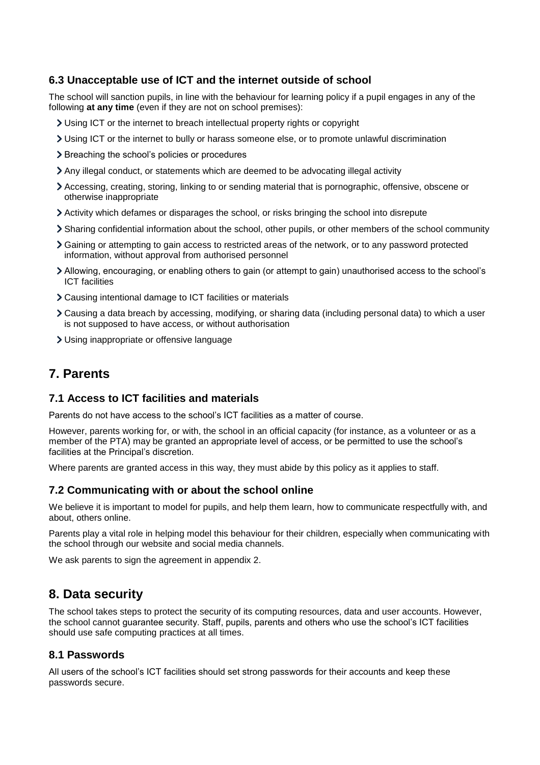### 6.3 Unacceptable use of ICT and the internet outside of school

The school will sanction pupils, in line with the behaviour for learning policy if a pupil engages in any of the following **at any time** (even if they are not on school premises):

- Using ICT or the internet to breach intellectual property rights or copyright
- Using ICT or the internet to bully or harass someone else, or to promote unlawful discrimination
- Breaching the school's policies or procedures
- Any illegal conduct, or statements which are deemed to be advocating illegal activity
- Accessing, creating, storing, linking to or sending material that is pornographic, offensive, obscene or otherwise inappropriate
- Activity which defames or disparages the school, or risks bringing the school into disrepute
- Sharing confidential information about the school, other pupils, or other members of the school community
- Gaining or attempting to gain access to restricted areas of the network, or to any password protected information, without approval from authorised personnel
- Allowing, encouraging, or enabling others to gain (or attempt to gain) unauthorised access to the school's ICT facilities
- Causing intentional damage to ICT facilities or materials
- Causing a data breach by accessing, modifying, or sharing data (including personal data) to which a user is not supposed to have access, or without authorisation
- Using inappropriate or offensive language

## 7. Parents

### 7.1 Access to ICT facilities and materials

Parents do not have access to the school's ICT facilities as a matter of course.

However, parents working for, or with, the school in an official capacity (for instance, as a volunteer or as a member of the PTA) may be granted an appropriate level of access, or be permitted to use the school's facilities at the Principal's discretion.

Where parents are granted access in this way, they must abide by this policy as it applies to staff.

### 7.2 Communicating with or about the school online

We believe it is important to model for pupils, and help them learn, how to communicate respectfully with, and about, others online.

Parents play a vital role in helping model this behaviour for their children, especially when communicating with the school through our website and social media channels.

We ask parents to sign the agreement in appendix 2.

## 8. Data security

The school takes steps to protect the security of its computing resources, data and user accounts. However, the school cannot guarantee security. Staff, pupils, parents and others who use the school's ICT facilities should use safe computing practices at all times.

### 8.1 Passwords

All users of the school's ICT facilities should set strong passwords for their accounts and keep these passwords secure.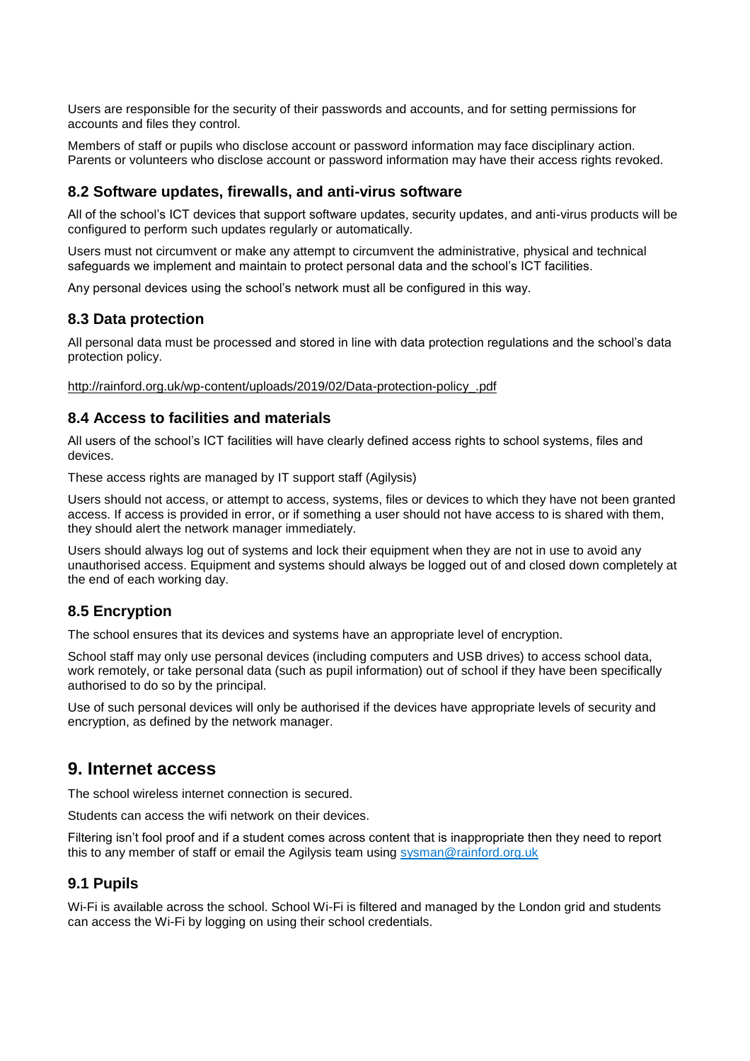Users are responsible for the security of their passwords and accounts, and for setting permissions for accounts and files they control.

Members of staff or pupils who disclose account or password information may face disciplinary action. Parents or volunteers who disclose account or password information may have their access rights revoked.

### 8.2 Software updates, firewalls, and anti-virus software

All of the school's ICT devices that support software updates, security updates, and anti-virus products will be configured to perform such updates regularly or automatically.

Users must not circumvent or make any attempt to circumvent the administrative, physical and technical safeguards we implement and maintain to protect personal data and the school's ICT facilities.

Any personal devices using the school's network must all be configured in this way.

### 8.3 Data protection

All personal data must be processed and stored in line with data protection regulations and the school's data protection policy.

http://rainford.org.uk/wp-content/uploads/2019/02/Data-protection-policy_.pdf

### 8.4 Access to facilities and materials

All users of the school's ICT facilities will have clearly defined access rights to school systems, files and devices.

These access rights are managed by IT support staff (Agilysis)

Users should not access, or attempt to access, systems, files or devices to which they have not been granted access. If access is provided in error, or if something a user should not have access to is shared with them, they should alert the network manager immediately.

Users should always log out of systems and lock their equipment when they are not in use to avoid any unauthorised access. Equipment and systems should always be logged out of and closed down completely at the end of each working day.

### 8.5 Encryption

The school ensures that its devices and systems have an appropriate level of encryption.

School staff may only use personal devices (including computers and USB drives) to access school data, work remotely, or take personal data (such as pupil information) out of school if they have been specifically authorised to do so by the principal.

Use of such personal devices will only be authorised if the devices have appropriate levels of security and encryption, as defined by the network manager.

## 9. Internet access

The school wireless internet connection is secured.

Students can access the wifi network on their devices.

Filtering isn't fool proof and if a student comes across content that is inappropriate then they need to report this to any member of staff or email the Agilysis team using sysman@rainford.org.uk

### 9.1 Pupils

Wi-Fi is available across the school. School Wi-Fi is filtered and managed by the London grid and students can access the Wi-Fi by logging on using their school credentials.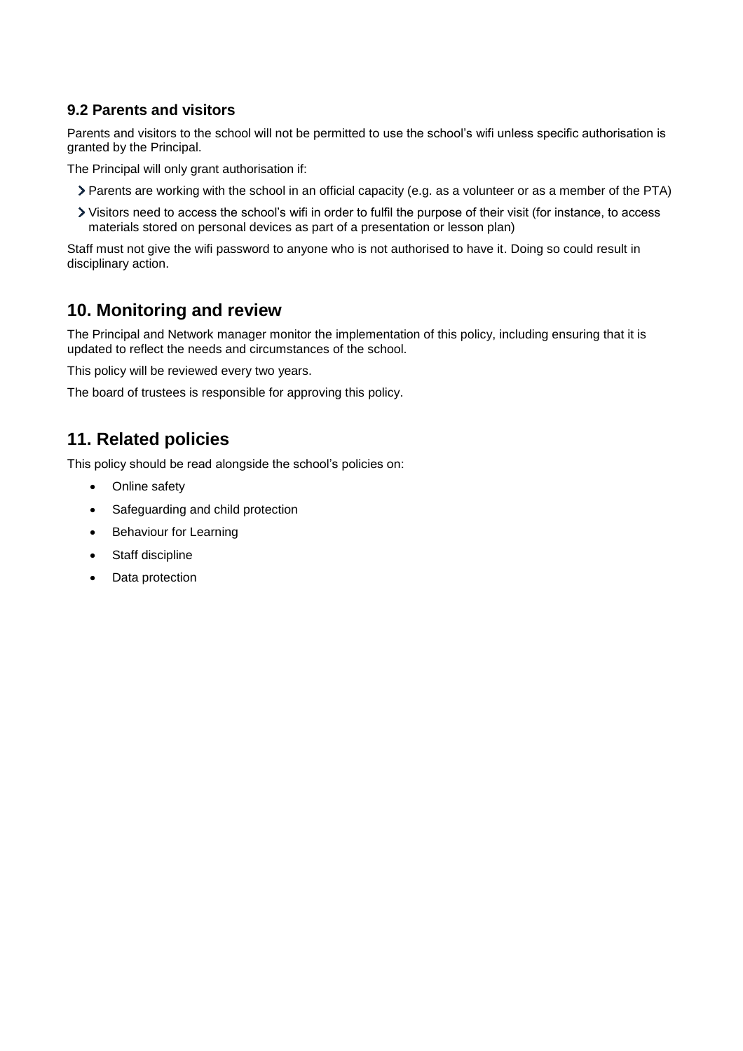### 9.2 Parents and visitors

Parents and visitors to the school will not be permitted to use the school's wifi unless specific authorisation is granted by the Principal.

The Principal will only grant authorisation if:

- Parents are working with the school in an official capacity (e.g. as a volunteer or as a member of the PTA)
- Visitors need to access the school's wifi in order to fulfil the purpose of their visit (for instance, to access materials stored on personal devices as part of a presentation or lesson plan)

Staff must not give the wifi password to anyone who is not authorised to have it. Doing so could result in disciplinary action.

## 10. Monitoring and review

The Principal and Network manager monitor the implementation of this policy, including ensuring that it is updated to reflect the needs and circumstances of the school.

This policy will be reviewed every two years.

The board of trustees is responsible for approving this policy.

## 11. Related policies

This policy should be read alongside the school's policies on:

- Online safety
- Safeguarding and child protection
- Behaviour for Learning
- Staff discipline
- Data protection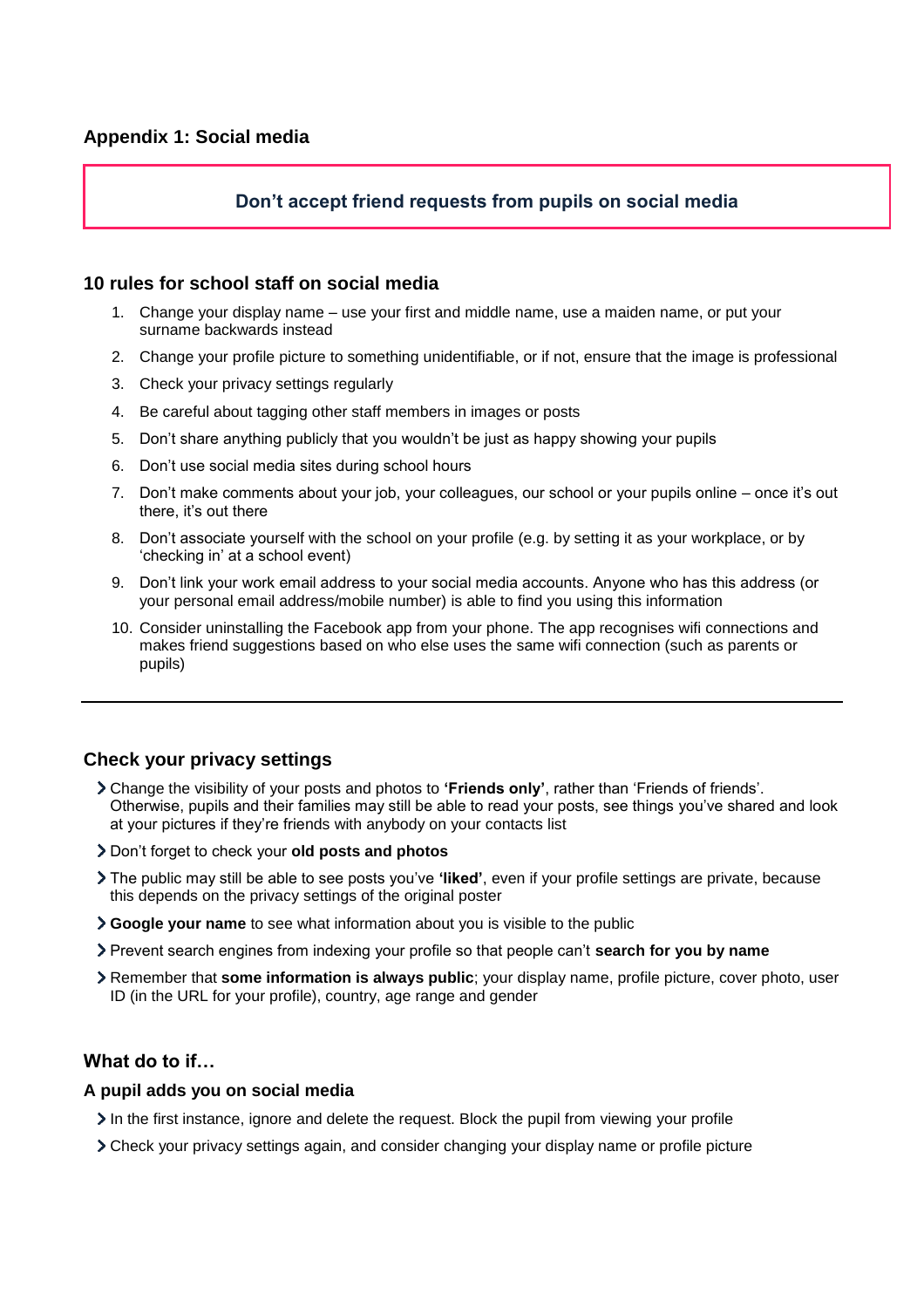## Appendix 1: Social media

**Don't accept friend requests from pupils on social media**

### 10 rules for school staff on social media

1. Change your display name – use your first and middle name, use a maiden name, or put your surname backwards instead
2. Change your profile picture to something unidentifiable, or if not, ensure that the image is professional
3. Check your privacy settings regularly
4. Be careful about tagging other staff members in images or posts
5. Don't share anything publicly that you wouldn't be just as happy showing your pupils
6. Don't use social media sites during school hours
7. Don't make comments about your job, your colleagues, our school or your pupils online – once it's out there, it's out there
8. Don't associate yourself with the school on your profile (e.g. by setting it as your workplace, or by 'checking in' at a school event)
9. Don't link your work email address to your social media accounts. Anyone who has this address (or your personal email address/mobile number) is able to find you using this information
10. Consider uninstalling the Facebook app from your phone. The app recognises wifi connections and makes friend suggestions based on who else uses the same wifi connection (such as parents or pupils)

---

### Check your privacy settings

- Change the visibility of your posts and photos to **'Friends only'**, rather than 'Friends of friends'. Otherwise, pupils and their families may still be able to read your posts, see things you've shared and look at your pictures if they're friends with anybody on your contacts list
- Don't forget to check your **old posts and photos**
- The public may still be able to see posts you've **'liked'**, even if your profile settings are private, because this depends on the privacy settings of the original poster
- **Google your name** to see what information about you is visible to the public
- Prevent search engines from indexing your profile so that people can't **search for you by name**
- Remember that **some information is always public**; your display name, profile picture, cover photo, user ID (in the URL for your profile), country, age range and gender

### What do to if…

#### A pupil adds you on social media

- In the first instance, ignore and delete the request. Block the pupil from viewing your profile
- Check your privacy settings again, and consider changing your display name or profile picture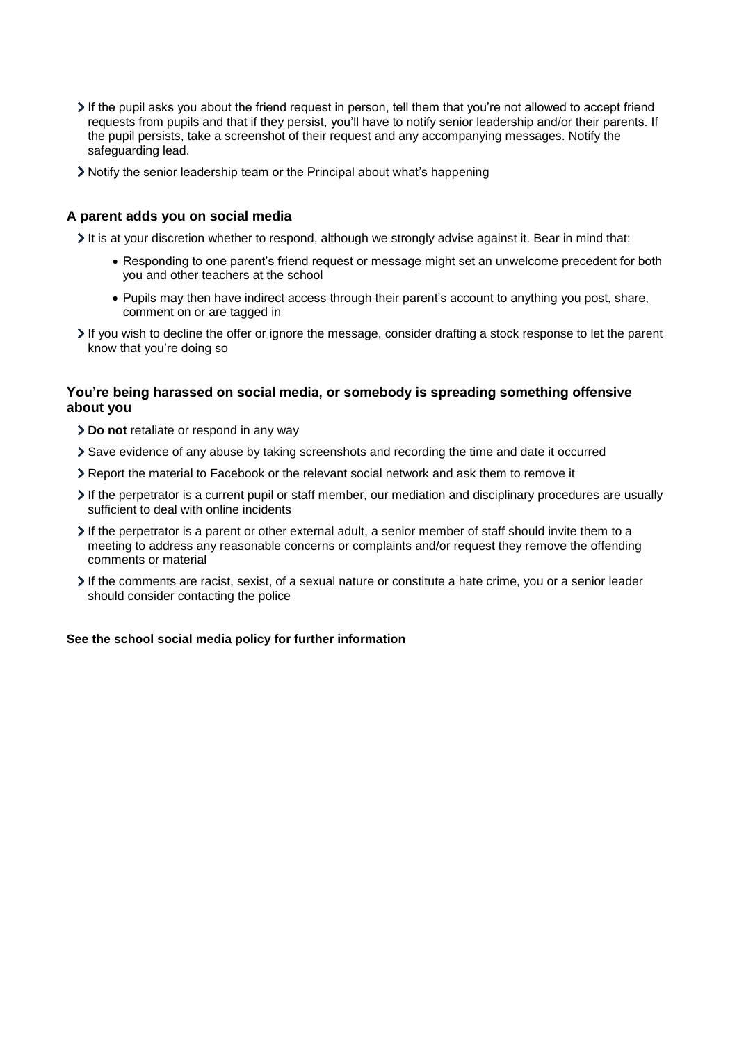- If the pupil asks you about the friend request in person, tell them that you're not allowed to accept friend requests from pupils and that if they persist, you'll have to notify senior leadership and/or their parents. If the pupil persists, take a screenshot of their request and any accompanying messages. Notify the safeguarding lead.
- Notify the senior leadership team or the Principal about what's happening

### A parent adds you on social media

- It is at your discretion whether to respond, although we strongly advise against it. Bear in mind that:
  - Responding to one parent's friend request or message might set an unwelcome precedent for both you and other teachers at the school
  - Pupils may then have indirect access through their parent's account to anything you post, share, comment on or are tagged in
- If you wish to decline the offer or ignore the message, consider drafting a stock response to let the parent know that you're doing so

### You're being harassed on social media, or somebody is spreading something offensive about you

- **Do not** retaliate or respond in any way
- Save evidence of any abuse by taking screenshots and recording the time and date it occurred
- Report the material to Facebook or the relevant social network and ask them to remove it
- If the perpetrator is a current pupil or staff member, our mediation and disciplinary procedures are usually sufficient to deal with online incidents
- If the perpetrator is a parent or other external adult, a senior member of staff should invite them to a meeting to address any reasonable concerns or complaints and/or request they remove the offending comments or material
- If the comments are racist, sexist, of a sexual nature or constitute a hate crime, you or a senior leader should consider contacting the police

**See the school social media policy for further information**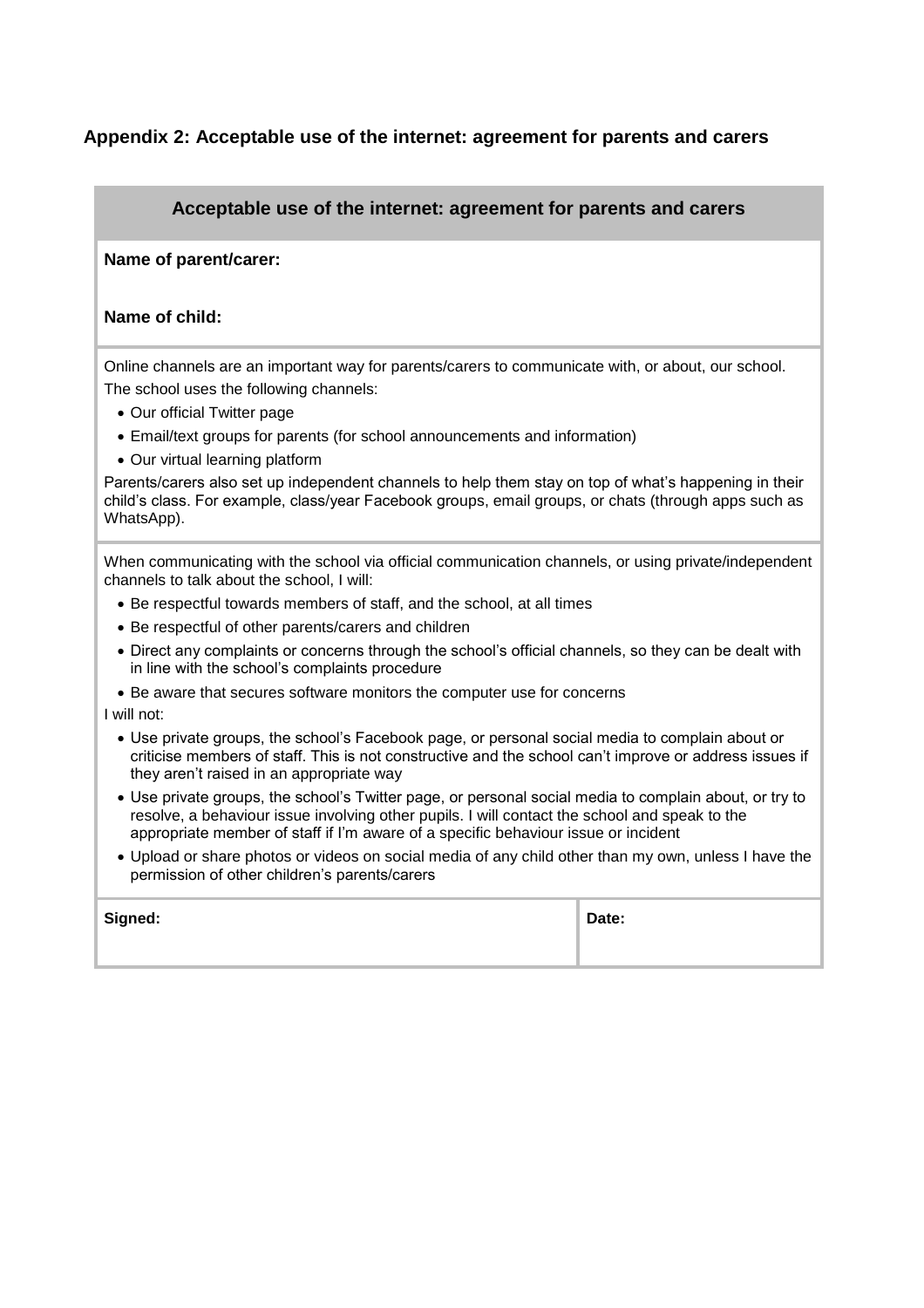## Appendix 2: Acceptable use of the internet: agreement for parents and carers

### Acceptable use of the internet: agreement for parents and carers

**Name of parent/carer:**

**Name of child:**

Online channels are an important way for parents/carers to communicate with, or about, our school.

The school uses the following channels:

- Our official Twitter page
- Email/text groups for parents (for school announcements and information)
- Our virtual learning platform

Parents/carers also set up independent channels to help them stay on top of what's happening in their child's class. For example, class/year Facebook groups, email groups, or chats (through apps such as WhatsApp).

When communicating with the school via official communication channels, or using private/independent channels to talk about the school, I will:

- Be respectful towards members of staff, and the school, at all times
- Be respectful of other parents/carers and children
- Direct any complaints or concerns through the school's official channels, so they can be dealt with in line with the school's complaints procedure
- Be aware that secures software monitors the computer use for concerns

I will not:

- Use private groups, the school's Facebook page, or personal social media to complain about or criticise members of staff. This is not constructive and the school can't improve or address issues if they aren't raised in an appropriate way
- Use private groups, the school's Twitter page, or personal social media to complain about, or try to resolve, a behaviour issue involving other pupils. I will contact the school and speak to the appropriate member of staff if I'm aware of a specific behaviour issue or incident
- Upload or share photos or videos on social media of any child other than my own, unless I have the permission of other children's parents/carers

| Signed: | Date: |
| --- | --- |
| | |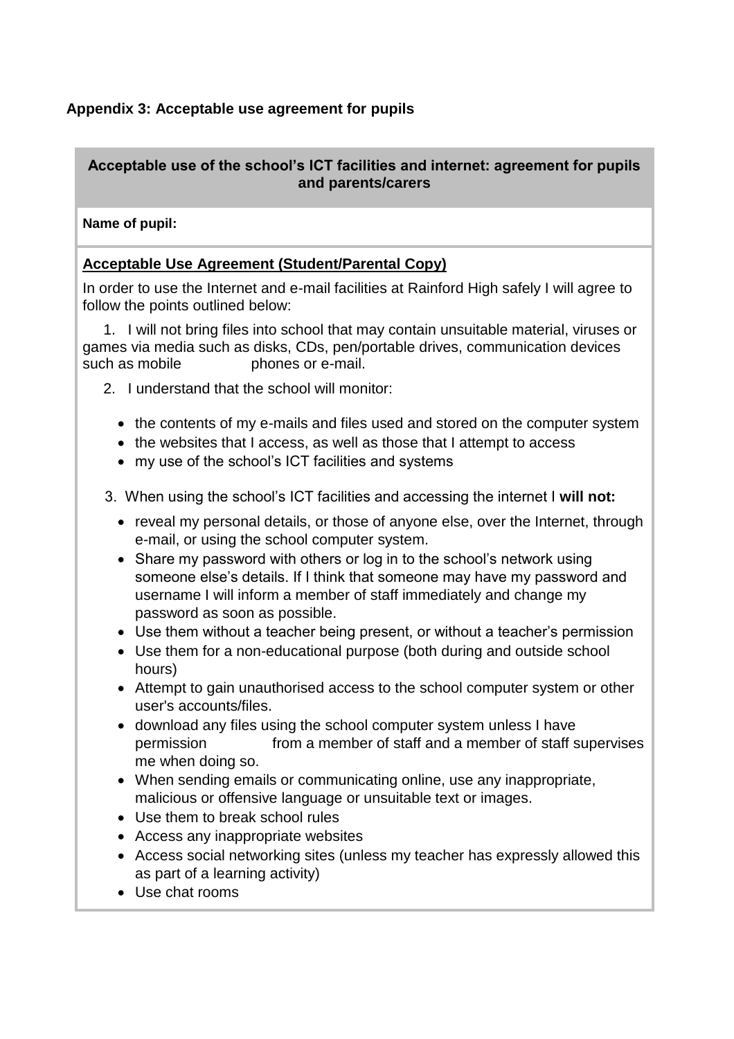### Appendix 3: Acceptable use agreement for pupils

**Acceptable use of the school's ICT facilities and internet: agreement for pupils and parents/carers**

**Name of pupil:**

**<u>Acceptable Use Agreement (Student/Parental Copy)</u>**

In order to use the Internet and e-mail facilities at Rainford High safely I will agree to follow the points outlined below:

1. I will not bring files into school that may contain unsuitable material, viruses or games via media such as disks, CDs, pen/portable drives, communication devices such as mobile phones or e-mail.

2. I understand that the school will monitor:

   - the contents of my e-mails and files used and stored on the computer system
   - the websites that I access, as well as those that I attempt to access
   - my use of the school's ICT facilities and systems

3. When using the school's ICT facilities and accessing the internet I **will not:**

   - reveal my personal details, or those of anyone else, over the Internet, through e-mail, or using the school computer system.
   - Share my password with others or log in to the school's network using someone else's details. If I think that someone may have my password and username I will inform a member of staff immediately and change my password as soon as possible.
   - Use them without a teacher being present, or without a teacher's permission
   - Use them for a non-educational purpose (both during and outside school hours)
   - Attempt to gain unauthorised access to the school computer system or other user's accounts/files.
   - download any files using the school computer system unless I have permission from a member of staff and a member of staff supervises me when doing so.
   - When sending emails or communicating online, use any inappropriate, malicious or offensive language or unsuitable text or images.
   - Use them to break school rules
   - Access any inappropriate websites
   - Access social networking sites (unless my teacher has expressly allowed this as part of a learning activity)
   - Use chat rooms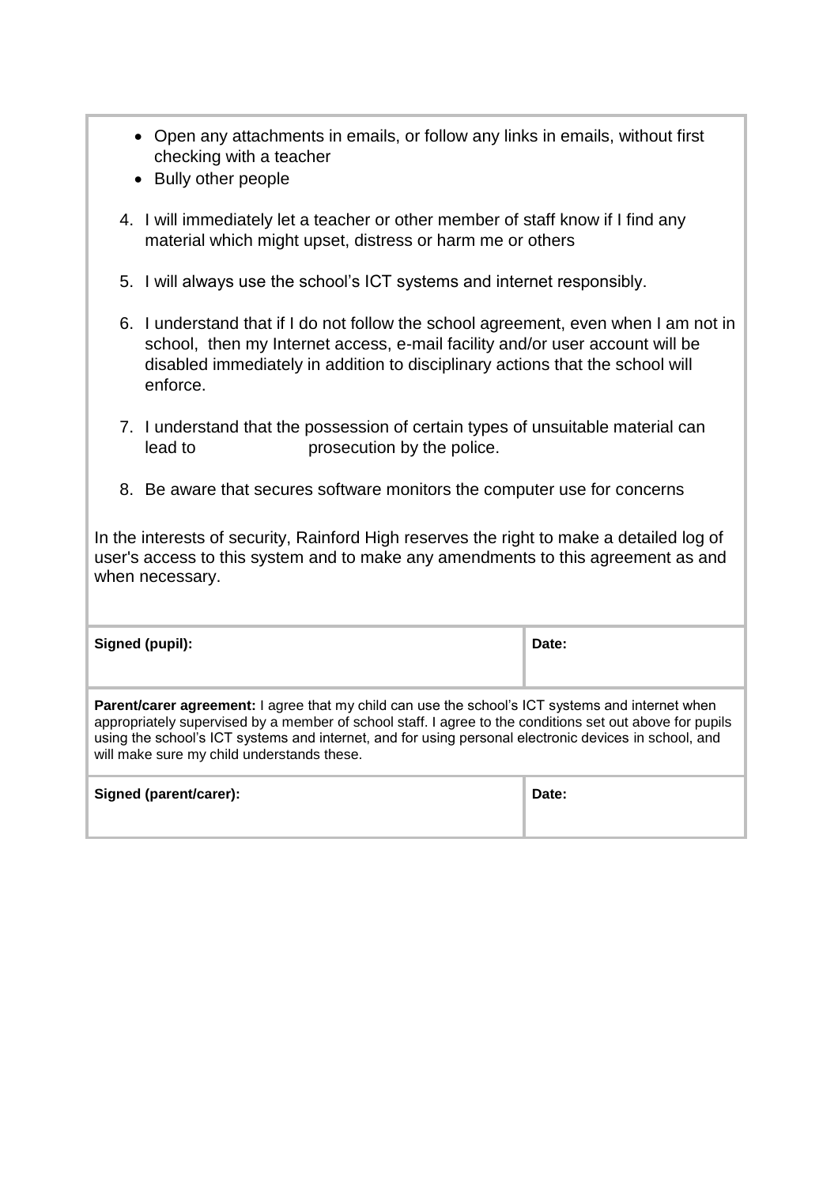- Open any attachments in emails, or follow any links in emails, without first checking with a teacher
- Bully other people

4. I will immediately let a teacher or other member of staff know if I find any material which might upset, distress or harm me or others

5. I will always use the school's ICT systems and internet responsibly.

6. I understand that if I do not follow the school agreement, even when I am not in school, then my Internet access, e-mail facility and/or user account will be disabled immediately in addition to disciplinary actions that the school will enforce.

7. I understand that the possession of certain types of unsuitable material can lead to prosecution by the police.

8. Be aware that secures software monitors the computer use for concerns

In the interests of security, Rainford High reserves the right to make a detailed log of user's access to this system and to make any amendments to this agreement as and when necessary.

| **Signed (pupil):** | **Date:** |
|---|---|
| **Parent/carer agreement:** I agree that my child can use the school's ICT systems and internet when appropriately supervised by a member of school staff. I agree to the conditions set out above for pupils using the school's ICT systems and internet, and for using personal electronic devices in school, and will make sure my child understands these. | |
| **Signed (parent/carer):** | **Date:** |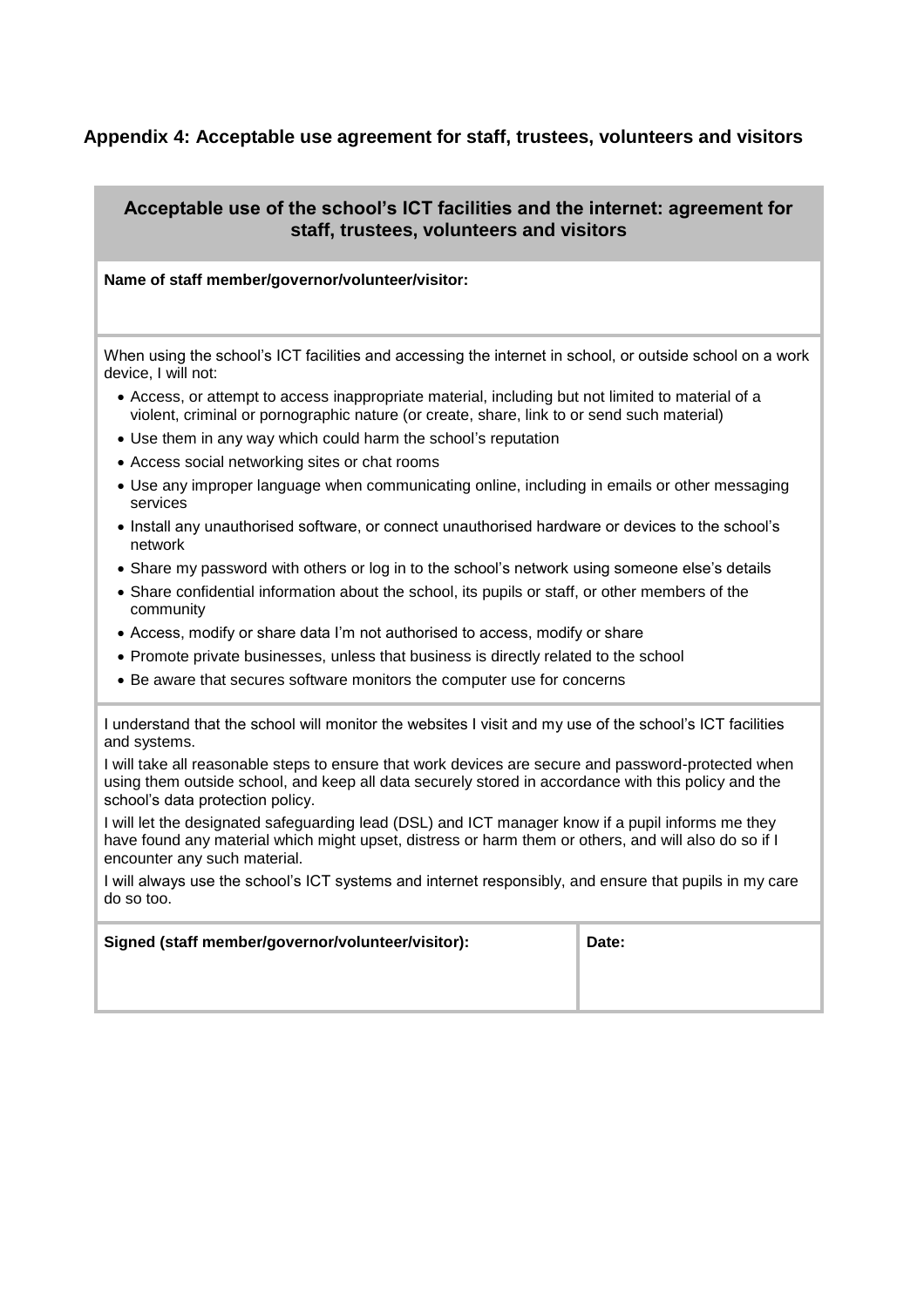## Appendix 4: Acceptable use agreement for staff, trustees, volunteers and visitors

**Acceptable use of the school's ICT facilities and the internet: agreement for staff, trustees, volunteers and visitors**

**Name of staff member/governor/volunteer/visitor:**

When using the school's ICT facilities and accessing the internet in school, or outside school on a work device, I will not:

- Access, or attempt to access inappropriate material, including but not limited to material of a violent, criminal or pornographic nature (or create, share, link to or send such material)
- Use them in any way which could harm the school's reputation
- Access social networking sites or chat rooms
- Use any improper language when communicating online, including in emails or other messaging services
- Install any unauthorised software, or connect unauthorised hardware or devices to the school's network
- Share my password with others or log in to the school's network using someone else's details
- Share confidential information about the school, its pupils or staff, or other members of the community
- Access, modify or share data I'm not authorised to access, modify or share
- Promote private businesses, unless that business is directly related to the school
- Be aware that secures software monitors the computer use for concerns

I understand that the school will monitor the websites I visit and my use of the school's ICT facilities and systems.

I will take all reasonable steps to ensure that work devices are secure and password-protected when using them outside school, and keep all data securely stored in accordance with this policy and the school's data protection policy.

I will let the designated safeguarding lead (DSL) and ICT manager know if a pupil informs me they have found any material which might upset, distress or harm them or others, and will also do so if I encounter any such material.

I will always use the school's ICT systems and internet responsibly, and ensure that pupils in my care do so too.

| **Signed (staff member/governor/volunteer/visitor):** | **Date:** |
| --- | --- |
| | |